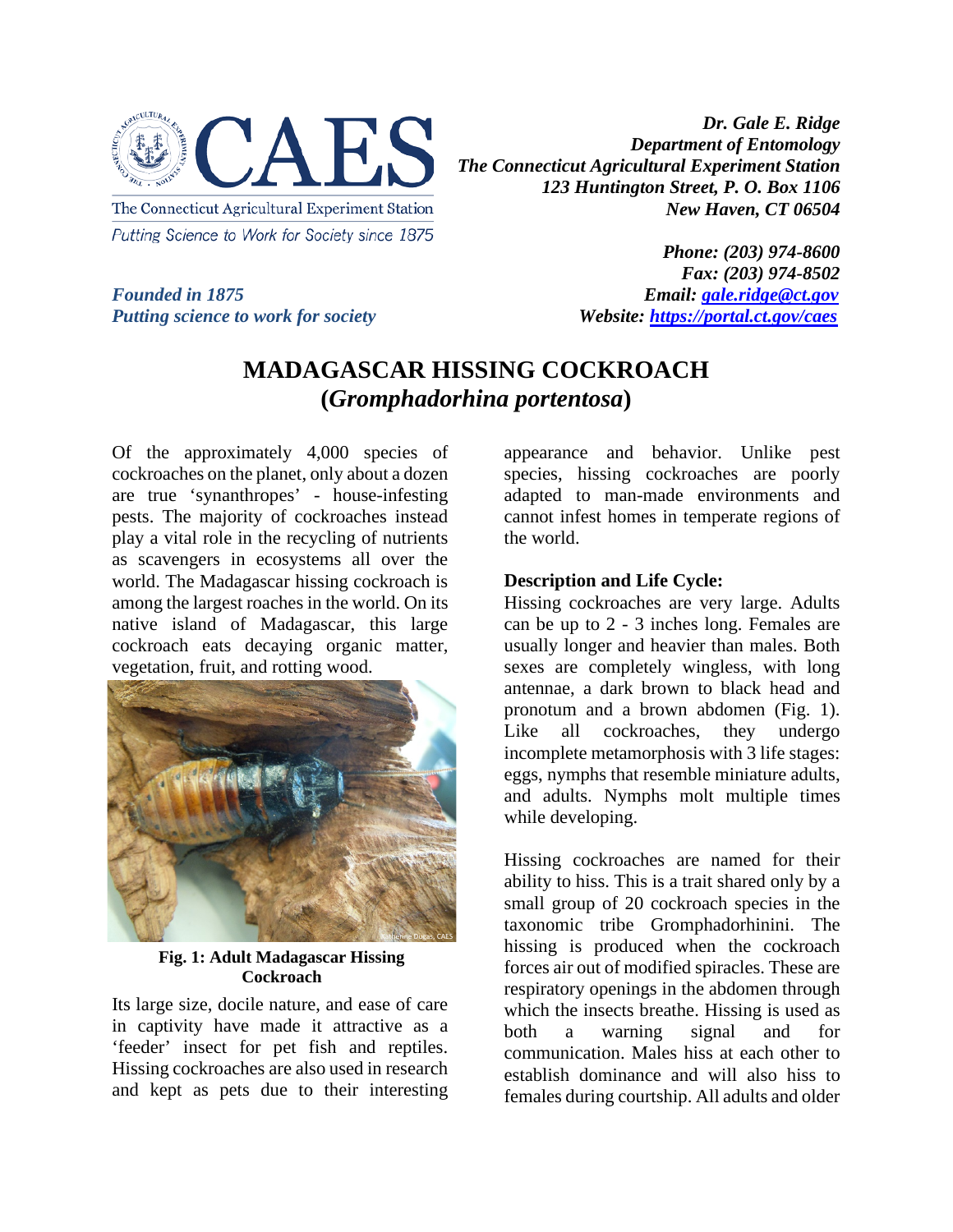The Connecticut Agricultural Experiment Station

Putting Science to Work for Society since 1875

*Founded in 1875*
*Putting science to work for society*

***Dr. Gale E. Ridge***
***Department of Entomology***
***The Connecticut Agricultural Experiment Station***
***123 Huntington Street, P. O. Box 1106***
***New Haven, CT 06504***

***Phone: (203) 974-8600***
***Fax: (203) 974-8502***
***Email: gale.ridge@ct.gov***
***Website: https://portal.ct.gov/caes***

# MADAGASCAR HISSING COCKROACH (*Gromphadorhina portentosa*)

Of the approximately 4,000 species of cockroaches on the planet, only about a dozen are true 'synanthropes' - house-infesting pests. The majority of cockroaches instead play a vital role in the recycling of nutrients as scavengers in ecosystems all over the world. The Madagascar hissing cockroach is among the largest roaches in the world. On its native island of Madagascar, this large cockroach eats decaying organic matter, vegetation, fruit, and rotting wood.

**Fig. 1: Adult Madagascar Hissing Cockroach**

Its large size, docile nature, and ease of care in captivity have made it attractive as a 'feeder' insect for pet fish and reptiles. Hissing cockroaches are also used in research and kept as pets due to their interesting appearance and behavior. Unlike pest species, hissing cockroaches are poorly adapted to man-made environments and cannot infest homes in temperate regions of the world.

**Description and Life Cycle:**

Hissing cockroaches are very large. Adults can be up to 2 - 3 inches long. Females are usually longer and heavier than males. Both sexes are completely wingless, with long antennae, a dark brown to black head and pronotum and a brown abdomen (Fig. 1). Like all cockroaches, they undergo incomplete metamorphosis with 3 life stages: eggs, nymphs that resemble miniature adults, and adults. Nymphs molt multiple times while developing.

Hissing cockroaches are named for their ability to hiss. This is a trait shared only by a small group of 20 cockroach species in the taxonomic tribe Gromphadorhinini. The hissing is produced when the cockroach forces air out of modified spiracles. These are respiratory openings in the abdomen through which the insects breathe. Hissing is used as both a warning signal and for communication. Males hiss at each other to establish dominance and will also hiss to females during courtship. All adults and older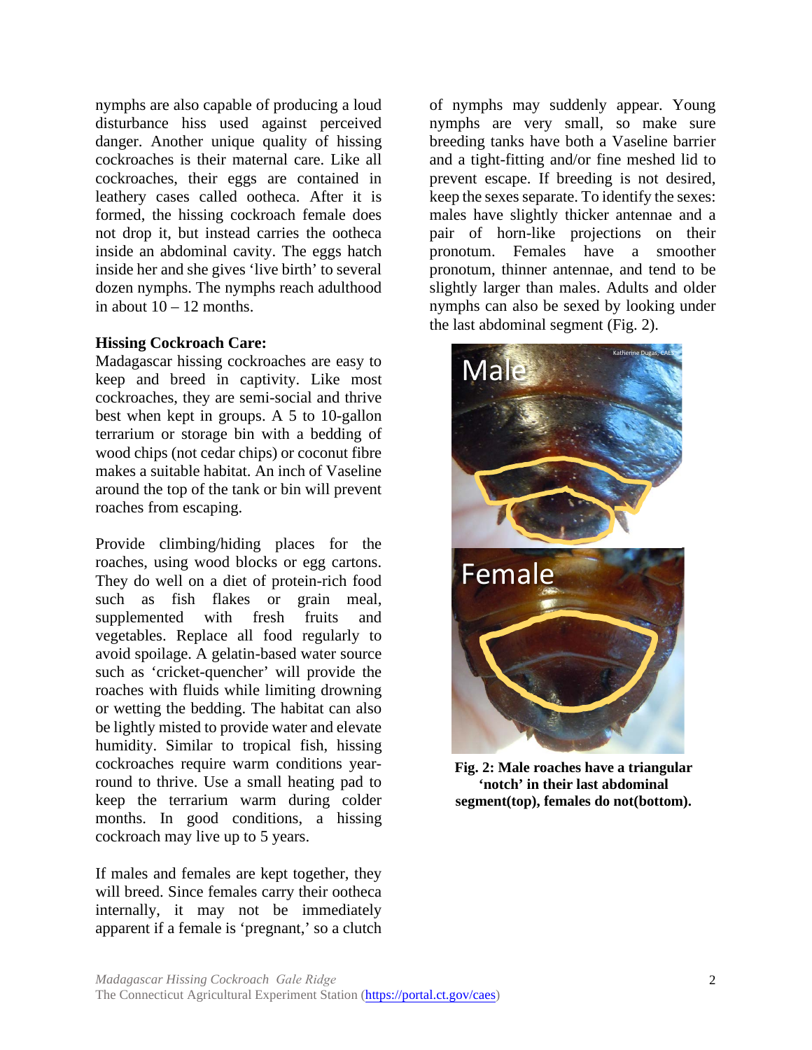nymphs are also capable of producing a loud disturbance hiss used against perceived danger. Another unique quality of hissing cockroaches is their maternal care. Like all cockroaches, their eggs are contained in leathery cases called ootheca. After it is formed, the hissing cockroach female does not drop it, but instead carries the ootheca inside an abdominal cavity. The eggs hatch inside her and she gives 'live birth' to several dozen nymphs. The nymphs reach adulthood in about 10 – 12 months.

**Hissing Cockroach Care:**

Madagascar hissing cockroaches are easy to keep and breed in captivity. Like most cockroaches, they are semi-social and thrive best when kept in groups. A 5 to 10-gallon terrarium or storage bin with a bedding of wood chips (not cedar chips) or coconut fibre makes a suitable habitat. An inch of Vaseline around the top of the tank or bin will prevent roaches from escaping.

Provide climbing/hiding places for the roaches, using wood blocks or egg cartons. They do well on a diet of protein-rich food such as fish flakes or grain meal, supplemented with fresh fruits and vegetables. Replace all food regularly to avoid spoilage. A gelatin-based water source such as 'cricket-quencher' will provide the roaches with fluids while limiting drowning or wetting the bedding. The habitat can also be lightly misted to provide water and elevate humidity. Similar to tropical fish, hissing cockroaches require warm conditions year-round to thrive. Use a small heating pad to keep the terrarium warm during colder months. In good conditions, a hissing cockroach may live up to 5 years.

If males and females are kept together, they will breed. Since females carry their ootheca internally, it may not be immediately apparent if a female is 'pregnant,' so a clutch of nymphs may suddenly appear. Young nymphs are very small, so make sure breeding tanks have both a Vaseline barrier and a tight-fitting and/or fine meshed lid to prevent escape. If breeding is not desired, keep the sexes separate. To identify the sexes: males have slightly thicker antennae and a pair of horn-like projections on their pronotum. Females have a smoother pronotum, thinner antennae, and tend to be slightly larger than males. Adults and older nymphs can also be sexed by looking under the last abdominal segment (Fig. 2).

Male

Female

Katherine Dugas, CAES

**Fig. 2: Male roaches have a triangular 'notch' in their last abdominal segment(top), females do not(bottom).**